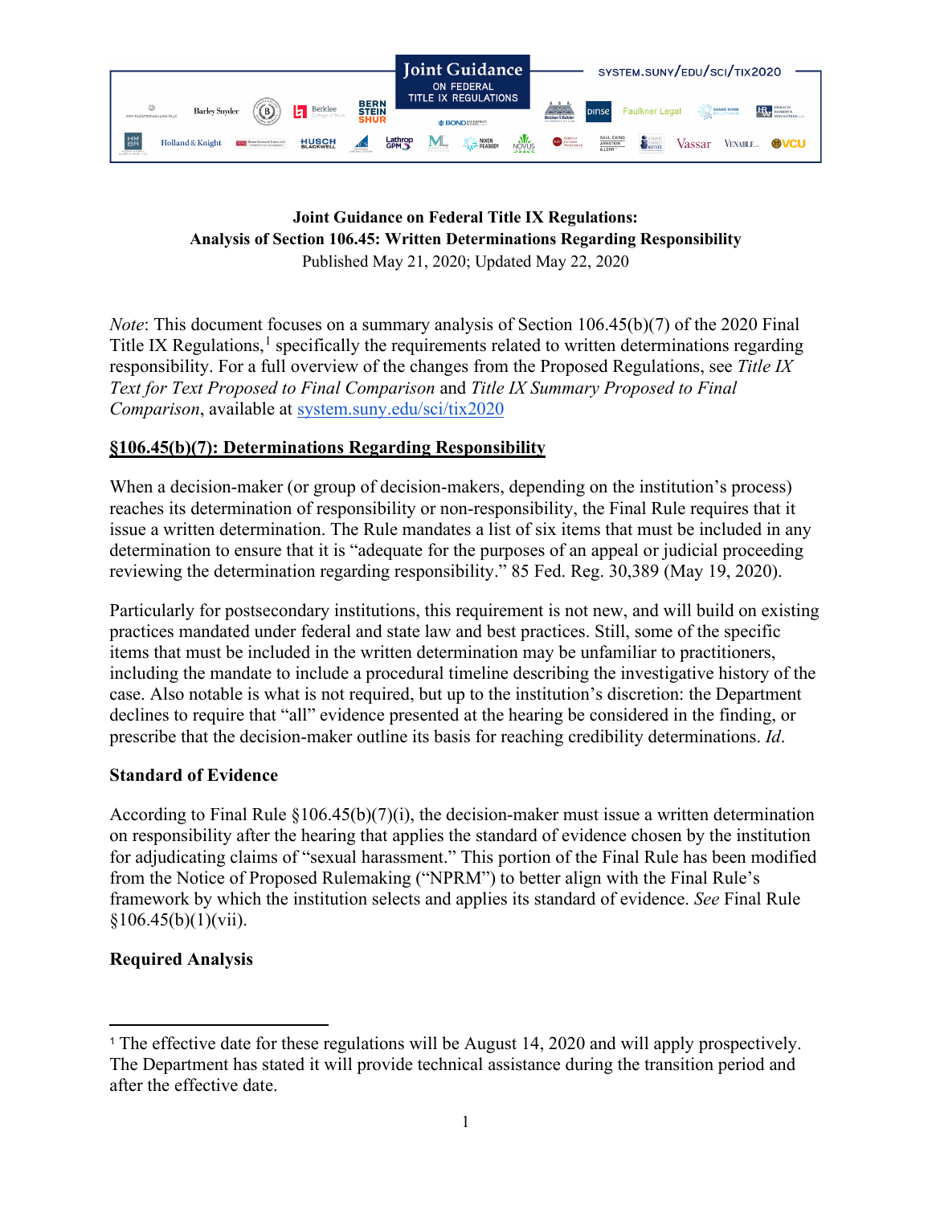Joint Guidance ON FEDERAL TITLE IX REGULATIONS

system.suny/edu/sci/tix2020

**Joint Guidance on Federal Title IX Regulations:**
**Analysis of Section 106.45: Written Determinations Regarding Responsibility**
Published May 21, 2020; Updated May 22, 2020

*Note*: This document focuses on a summary analysis of Section 106.45(b)(7) of the 2020 Final Title IX Regulations,[1] specifically the requirements related to written determinations regarding responsibility. For a full overview of the changes from the Proposed Regulations, see *Title IX Text for Text Proposed to Final Comparison* and *Title IX Summary Proposed to Final Comparison*, available at system.suny.edu/sci/tix2020

## §106.45(b)(7): Determinations Regarding Responsibility

When a decision-maker (or group of decision-makers, depending on the institution's process) reaches its determination of responsibility or non-responsibility, the Final Rule requires that it issue a written determination. The Rule mandates a list of six items that must be included in any determination to ensure that it is "adequate for the purposes of an appeal or judicial proceeding reviewing the determination regarding responsibility." 85 Fed. Reg. 30,389 (May 19, 2020).

Particularly for postsecondary institutions, this requirement is not new, and will build on existing practices mandated under federal and state law and best practices. Still, some of the specific items that must be included in the written determination may be unfamiliar to practitioners, including the mandate to include a procedural timeline describing the investigative history of the case. Also notable is what is not required, but up to the institution's discretion: the Department declines to require that "all" evidence presented at the hearing be considered in the finding, or prescribe that the decision-maker outline its basis for reaching credibility determinations. *Id*.

### Standard of Evidence

According to Final Rule §106.45(b)(7)(i), the decision-maker must issue a written determination on responsibility after the hearing that applies the standard of evidence chosen by the institution for adjudicating claims of "sexual harassment." This portion of the Final Rule has been modified from the Notice of Proposed Rulemaking ("NPRM") to better align with the Final Rule's framework by which the institution selects and applies its standard of evidence. *See* Final Rule §106.45(b)(1)(vii).

### Required Analysis

[1] The effective date for these regulations will be August 14, 2020 and will apply prospectively. The Department has stated it will provide technical assistance during the transition period and after the effective date.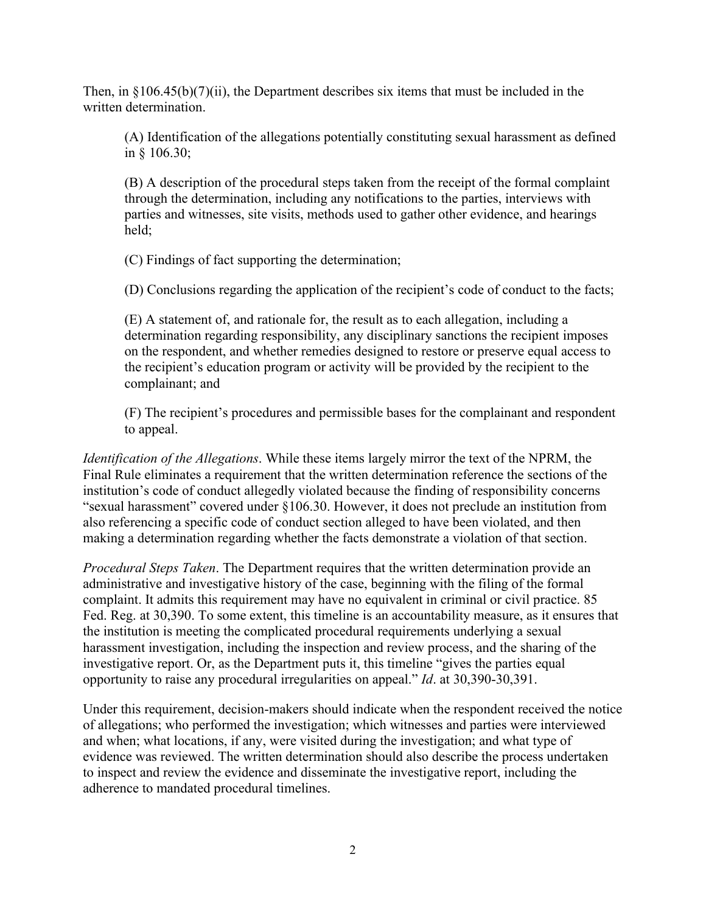Then, in §106.45(b)(7)(ii), the Department describes six items that must be included in the written determination.

> (A) Identification of the allegations potentially constituting sexual harassment as defined in § 106.30;
>
> (B) A description of the procedural steps taken from the receipt of the formal complaint through the determination, including any notifications to the parties, interviews with parties and witnesses, site visits, methods used to gather other evidence, and hearings held;
>
> (C) Findings of fact supporting the determination;
>
> (D) Conclusions regarding the application of the recipient's code of conduct to the facts;
>
> (E) A statement of, and rationale for, the result as to each allegation, including a determination regarding responsibility, any disciplinary sanctions the recipient imposes on the respondent, and whether remedies designed to restore or preserve equal access to the recipient's education program or activity will be provided by the recipient to the complainant; and
>
> (F) The recipient's procedures and permissible bases for the complainant and respondent to appeal.

*Identification of the Allegations*. While these items largely mirror the text of the NPRM, the Final Rule eliminates a requirement that the written determination reference the sections of the institution's code of conduct allegedly violated because the finding of responsibility concerns "sexual harassment" covered under §106.30. However, it does not preclude an institution from also referencing a specific code of conduct section alleged to have been violated, and then making a determination regarding whether the facts demonstrate a violation of that section.

*Procedural Steps Taken*. The Department requires that the written determination provide an administrative and investigative history of the case, beginning with the filing of the formal complaint. It admits this requirement may have no equivalent in criminal or civil practice. 85 Fed. Reg. at 30,390. To some extent, this timeline is an accountability measure, as it ensures that the institution is meeting the complicated procedural requirements underlying a sexual harassment investigation, including the inspection and review process, and the sharing of the investigative report. Or, as the Department puts it, this timeline "gives the parties equal opportunity to raise any procedural irregularities on appeal." *Id*. at 30,390-30,391.

Under this requirement, decision-makers should indicate when the respondent received the notice of allegations; who performed the investigation; which witnesses and parties were interviewed and when; what locations, if any, were visited during the investigation; and what type of evidence was reviewed. The written determination should also describe the process undertaken to inspect and review the evidence and disseminate the investigative report, including the adherence to mandated procedural timelines.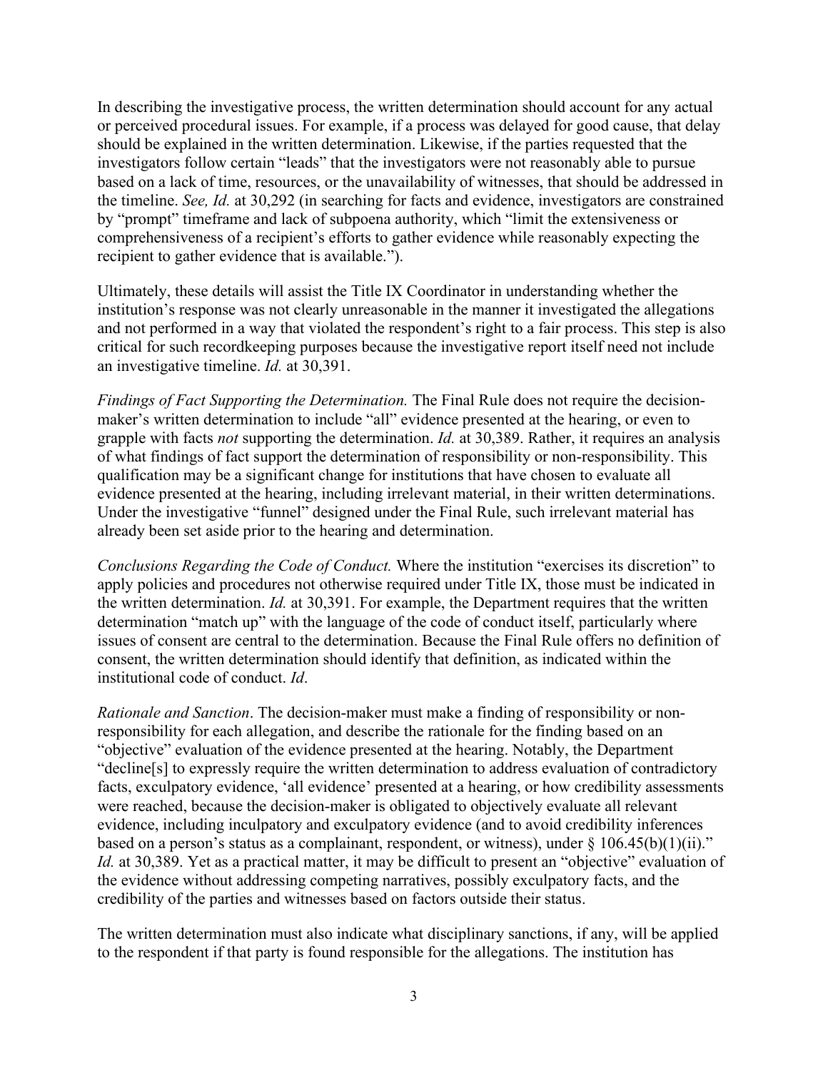In describing the investigative process, the written determination should account for any actual or perceived procedural issues. For example, if a process was delayed for good cause, that delay should be explained in the written determination. Likewise, if the parties requested that the investigators follow certain "leads" that the investigators were not reasonably able to pursue based on a lack of time, resources, or the unavailability of witnesses, that should be addressed in the timeline. *See, Id.* at 30,292 (in searching for facts and evidence, investigators are constrained by "prompt" timeframe and lack of subpoena authority, which "limit the extensiveness or comprehensiveness of a recipient's efforts to gather evidence while reasonably expecting the recipient to gather evidence that is available.").

Ultimately, these details will assist the Title IX Coordinator in understanding whether the institution's response was not clearly unreasonable in the manner it investigated the allegations and not performed in a way that violated the respondent's right to a fair process. This step is also critical for such recordkeeping purposes because the investigative report itself need not include an investigative timeline. *Id.* at 30,391.

*Findings of Fact Supporting the Determination.* The Final Rule does not require the decision-maker's written determination to include "all" evidence presented at the hearing, or even to grapple with facts *not* supporting the determination. *Id.* at 30,389. Rather, it requires an analysis of what findings of fact support the determination of responsibility or non-responsibility. This qualification may be a significant change for institutions that have chosen to evaluate all evidence presented at the hearing, including irrelevant material, in their written determinations. Under the investigative "funnel" designed under the Final Rule, such irrelevant material has already been set aside prior to the hearing and determination.

*Conclusions Regarding the Code of Conduct.* Where the institution "exercises its discretion" to apply policies and procedures not otherwise required under Title IX, those must be indicated in the written determination. *Id.* at 30,391. For example, the Department requires that the written determination "match up" with the language of the code of conduct itself, particularly where issues of consent are central to the determination. Because the Final Rule offers no definition of consent, the written determination should identify that definition, as indicated within the institutional code of conduct. *Id*.

*Rationale and Sanction*. The decision-maker must make a finding of responsibility or non-responsibility for each allegation, and describe the rationale for the finding based on an "objective" evaluation of the evidence presented at the hearing. Notably, the Department "decline[s] to expressly require the written determination to address evaluation of contradictory facts, exculpatory evidence, 'all evidence' presented at a hearing, or how credibility assessments were reached, because the decision-maker is obligated to objectively evaluate all relevant evidence, including inculpatory and exculpatory evidence (and to avoid credibility inferences based on a person's status as a complainant, respondent, or witness), under § 106.45(b)(1)(ii)." *Id.* at 30,389. Yet as a practical matter, it may be difficult to present an "objective" evaluation of the evidence without addressing competing narratives, possibly exculpatory facts, and the credibility of the parties and witnesses based on factors outside their status.

The written determination must also indicate what disciplinary sanctions, if any, will be applied to the respondent if that party is found responsible for the allegations. The institution has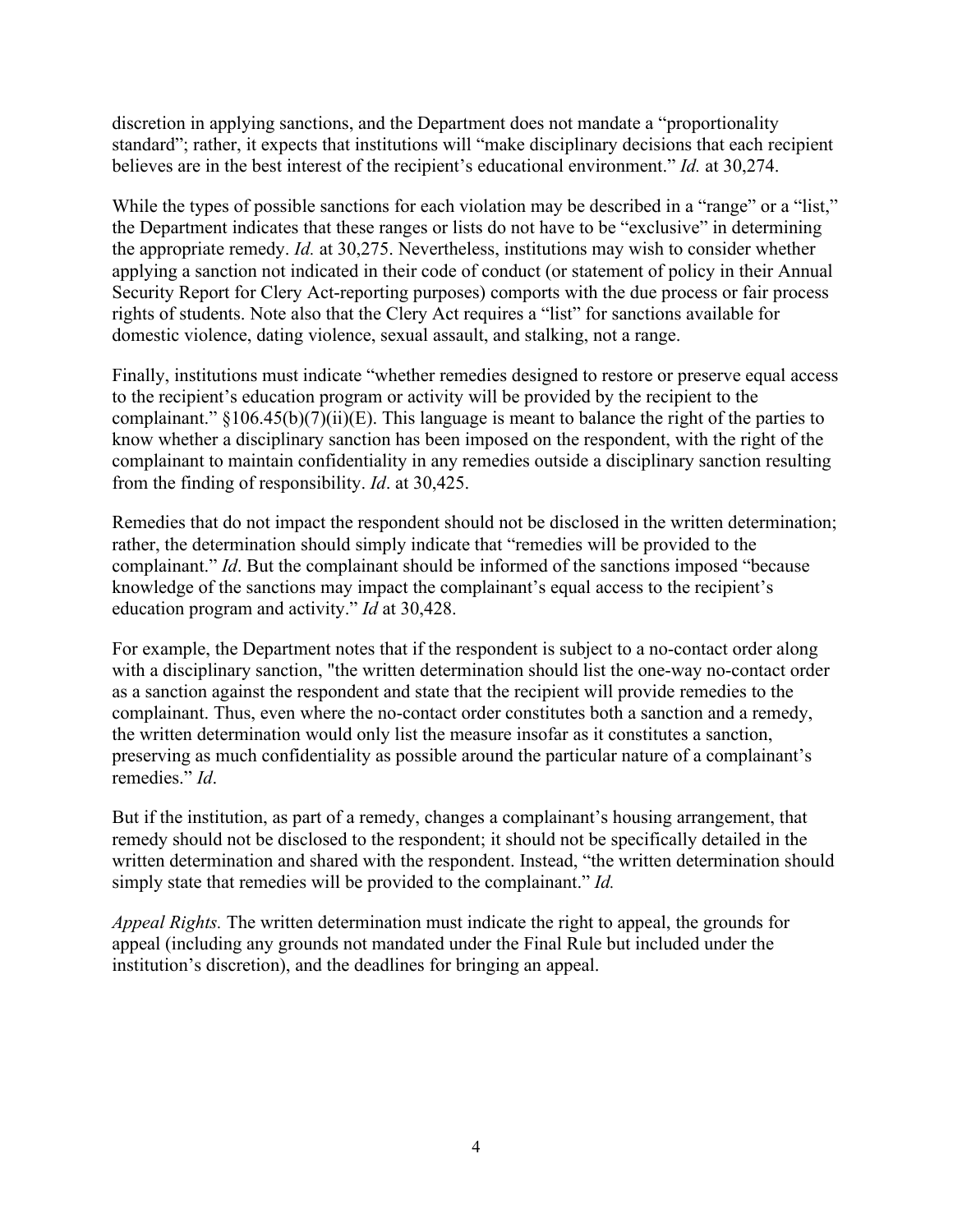discretion in applying sanctions, and the Department does not mandate a "proportionality standard"; rather, it expects that institutions will "make disciplinary decisions that each recipient believes are in the best interest of the recipient's educational environment." *Id.* at 30,274.

While the types of possible sanctions for each violation may be described in a "range" or a "list," the Department indicates that these ranges or lists do not have to be "exclusive" in determining the appropriate remedy. *Id.* at 30,275. Nevertheless, institutions may wish to consider whether applying a sanction not indicated in their code of conduct (or statement of policy in their Annual Security Report for Clery Act-reporting purposes) comports with the due process or fair process rights of students. Note also that the Clery Act requires a "list" for sanctions available for domestic violence, dating violence, sexual assault, and stalking, not a range.

Finally, institutions must indicate "whether remedies designed to restore or preserve equal access to the recipient's education program or activity will be provided by the recipient to the complainant." §106.45(b)(7)(ii)(E). This language is meant to balance the right of the parties to know whether a disciplinary sanction has been imposed on the respondent, with the right of the complainant to maintain confidentiality in any remedies outside a disciplinary sanction resulting from the finding of responsibility. *Id*. at 30,425.

Remedies that do not impact the respondent should not be disclosed in the written determination; rather, the determination should simply indicate that "remedies will be provided to the complainant." *Id*. But the complainant should be informed of the sanctions imposed "because knowledge of the sanctions may impact the complainant's equal access to the recipient's education program and activity." *Id* at 30,428.

For example, the Department notes that if the respondent is subject to a no-contact order along with a disciplinary sanction, "the written determination should list the one-way no-contact order as a sanction against the respondent and state that the recipient will provide remedies to the complainant. Thus, even where the no-contact order constitutes both a sanction and a remedy, the written determination would only list the measure insofar as it constitutes a sanction, preserving as much confidentiality as possible around the particular nature of a complainant's remedies." *Id*.

But if the institution, as part of a remedy, changes a complainant's housing arrangement, that remedy should not be disclosed to the respondent; it should not be specifically detailed in the written determination and shared with the respondent. Instead, "the written determination should simply state that remedies will be provided to the complainant." *Id.*

*Appeal Rights.* The written determination must indicate the right to appeal, the grounds for appeal (including any grounds not mandated under the Final Rule but included under the institution's discretion), and the deadlines for bringing an appeal.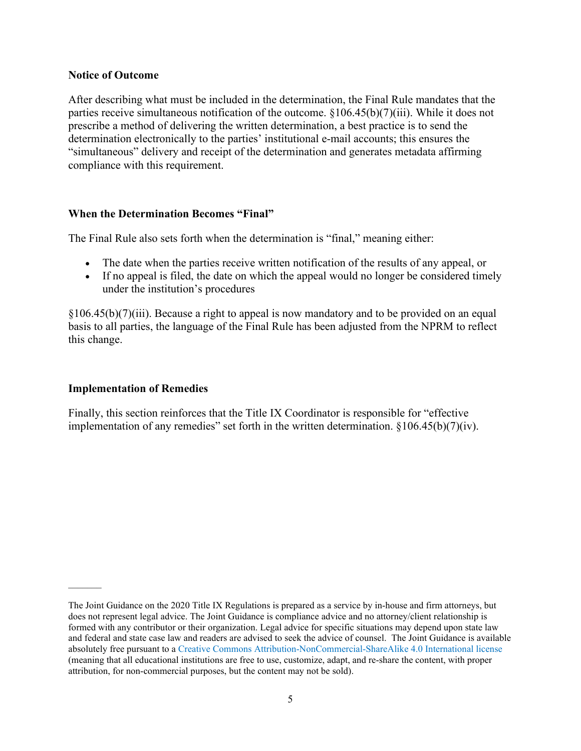**Notice of Outcome**

After describing what must be included in the determination, the Final Rule mandates that the parties receive simultaneous notification of the outcome. §106.45(b)(7)(iii). While it does not prescribe a method of delivering the written determination, a best practice is to send the determination electronically to the parties' institutional e-mail accounts; this ensures the "simultaneous" delivery and receipt of the determination and generates metadata affirming compliance with this requirement.

**When the Determination Becomes "Final"**

The Final Rule also sets forth when the determination is "final," meaning either:

- The date when the parties receive written notification of the results of any appeal, or
- If no appeal is filed, the date on which the appeal would no longer be considered timely under the institution's procedures

§106.45(b)(7)(iii). Because a right to appeal is now mandatory and to be provided on an equal basis to all parties, the language of the Final Rule has been adjusted from the NPRM to reflect this change.

**Implementation of Remedies**

Finally, this section reinforces that the Title IX Coordinator is responsible for "effective implementation of any remedies" set forth in the written determination. §106.45(b)(7)(iv).

---

The Joint Guidance on the 2020 Title IX Regulations is prepared as a service by in-house and firm attorneys, but does not represent legal advice. The Joint Guidance is compliance advice and no attorney/client relationship is formed with any contributor or their organization. Legal advice for specific situations may depend upon state law and federal and state case law and readers are advised to seek the advice of counsel. The Joint Guidance is available absolutely free pursuant to a Creative Commons Attribution-NonCommercial-ShareAlike 4.0 International license (meaning that all educational institutions are free to use, customize, adapt, and re-share the content, with proper attribution, for non-commercial purposes, but the content may not be sold).